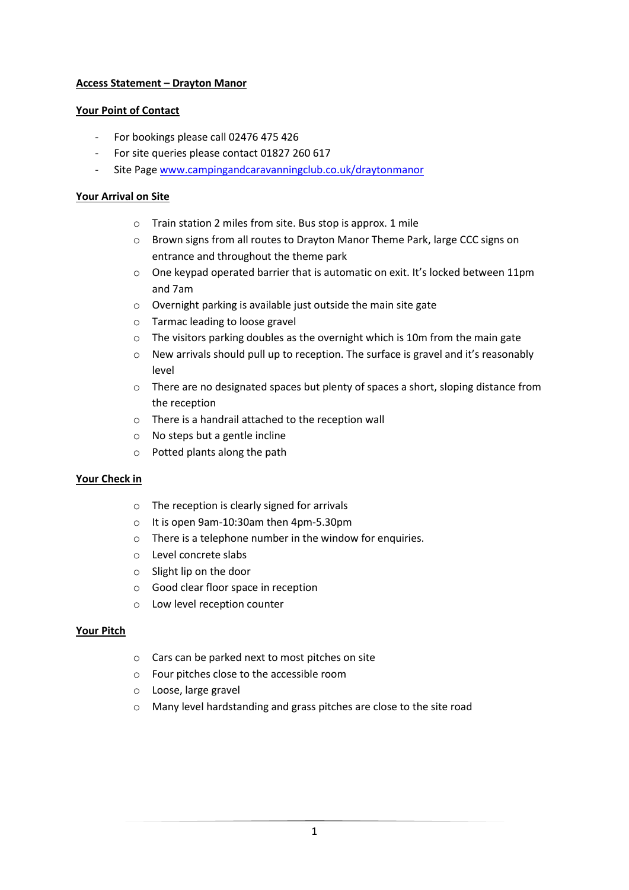# Access Statement – Drayton Manor

## Your Point of Contact

- For bookings please call 02476 475 426
- For site queries please contact 01827 260 617
- Site Page [www.campingandcaravanningclub.co.uk/draytonmanor](www.campingandcaravanningclub.co.uk/draytonmanor)

## Your Arrival on Site

- Train station 2 miles from site. Bus stop is approx. 1 mile
- Brown signs from all routes to Drayton Manor Theme Park, large CCC signs on entrance and throughout the theme park
- One keypad operated barrier that is automatic on exit. It's locked between 11pm and 7am
- Overnight parking is available just outside the main site gate
- Tarmac leading to loose gravel
- The visitors parking doubles as the overnight which is 10m from the main gate
- New arrivals should pull up to reception. The surface is gravel and it's reasonably level
- There are no designated spaces but plenty of spaces a short, sloping distance from the reception
- There is a handrail attached to the reception wall
- No steps but a gentle incline
- Potted plants along the path

## Your Check in

- The reception is clearly signed for arrivals
- It is open 9am-10:30am then 4pm-5.30pm
- There is a telephone number in the window for enquiries.
- Level concrete slabs
- Slight lip on the door
- Good clear floor space in reception
- Low level reception counter

## Your Pitch

- Cars can be parked next to most pitches on site
- Four pitches close to the accessible room
- Loose, large gravel
- Many level hardstanding and grass pitches are close to the site road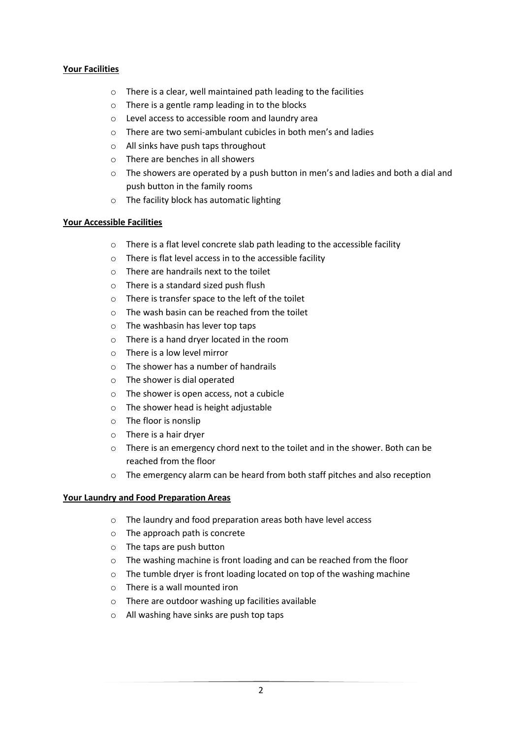**Your Facilities**

- There is a clear, well maintained path leading to the facilities
- There is a gentle ramp leading in to the blocks
- Level access to accessible room and laundry area
- There are two semi-ambulant cubicles in both men's and ladies
- All sinks have push taps throughout
- There are benches in all showers
- The showers are operated by a push button in men's and ladies and both a dial and push button in the family rooms
- The facility block has automatic lighting

**Your Accessible Facilities**

- There is a flat level concrete slab path leading to the accessible facility
- There is flat level access in to the accessible facility
- There are handrails next to the toilet
- There is a standard sized push flush
- There is transfer space to the left of the toilet
- The wash basin can be reached from the toilet
- The washbasin has lever top taps
- There is a hand dryer located in the room
- There is a low level mirror
- The shower has a number of handrails
- The shower is dial operated
- The shower is open access, not a cubicle
- The shower head is height adjustable
- The floor is nonslip
- There is a hair dryer
- There is an emergency chord next to the toilet and in the shower. Both can be reached from the floor
- The emergency alarm can be heard from both staff pitches and also reception

**Your Laundry and Food Preparation Areas**

- The laundry and food preparation areas both have level access
- The approach path is concrete
- The taps are push button
- The washing machine is front loading and can be reached from the floor
- The tumble dryer is front loading located on top of the washing machine
- There is a wall mounted iron
- There are outdoor washing up facilities available
- All washing have sinks are push top taps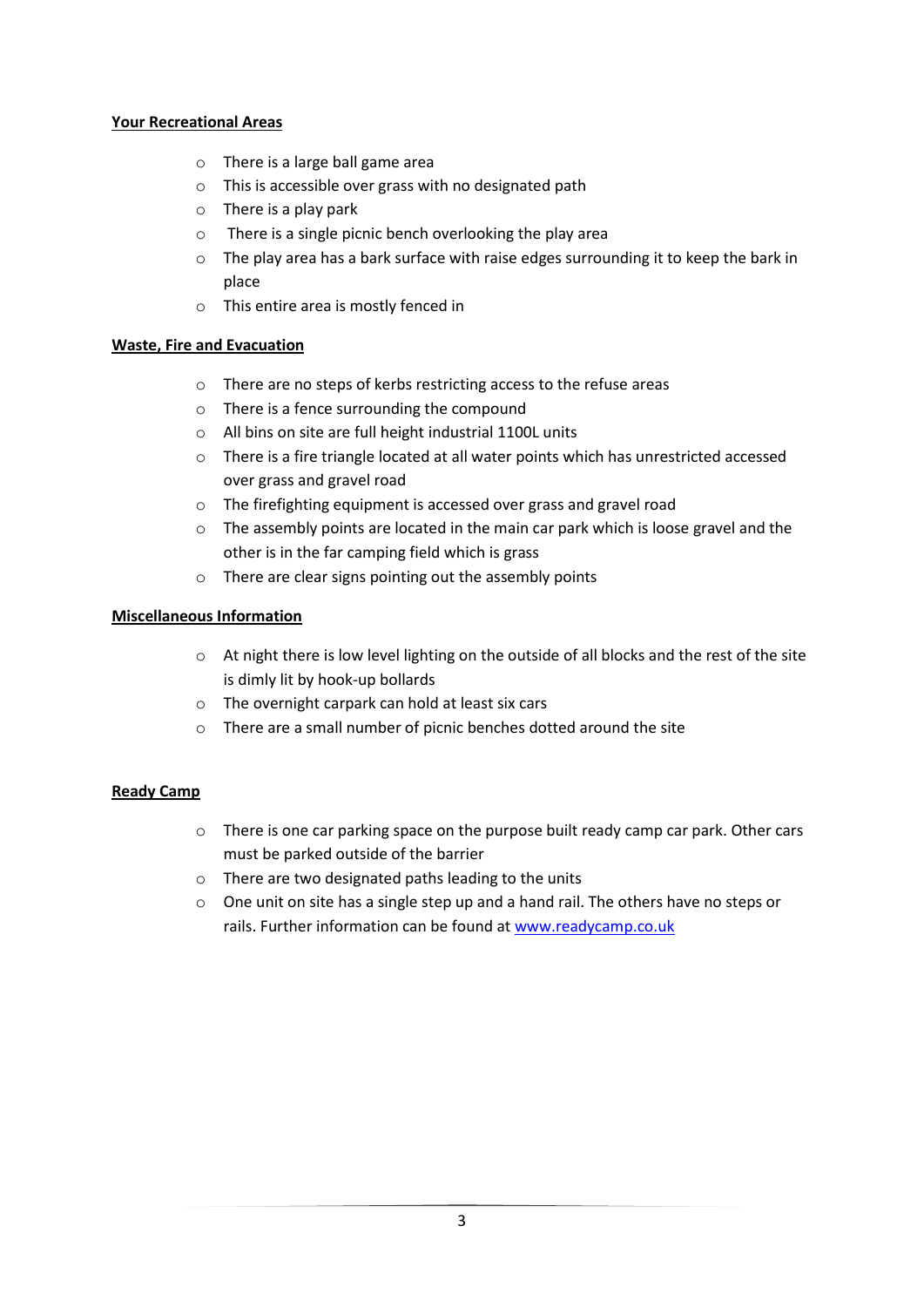**Your Recreational Areas**

- There is a large ball game area
- This is accessible over grass with no designated path
- There is a play park
- There is a single picnic bench overlooking the play area
- The play area has a bark surface with raise edges surrounding it to keep the bark in place
- This entire area is mostly fenced in

**Waste, Fire and Evacuation**

- There are no steps of kerbs restricting access to the refuse areas
- There is a fence surrounding the compound
- All bins on site are full height industrial 1100L units
- There is a fire triangle located at all water points which has unrestricted accessed over grass and gravel road
- The firefighting equipment is accessed over grass and gravel road
- The assembly points are located in the main car park which is loose gravel and the other is in the far camping field which is grass
- There are clear signs pointing out the assembly points

**Miscellaneous Information**

- At night there is low level lighting on the outside of all blocks and the rest of the site is dimly lit by hook-up bollards
- The overnight carpark can hold at least six cars
- There are a small number of picnic benches dotted around the site

**Ready Camp**

- There is one car parking space on the purpose built ready camp car park. Other cars must be parked outside of the barrier
- There are two designated paths leading to the units
- One unit on site has a single step up and a hand rail. The others have no steps or rails. Further information can be found at [www.readycamp.co.uk](http://www.readycamp.co.uk)